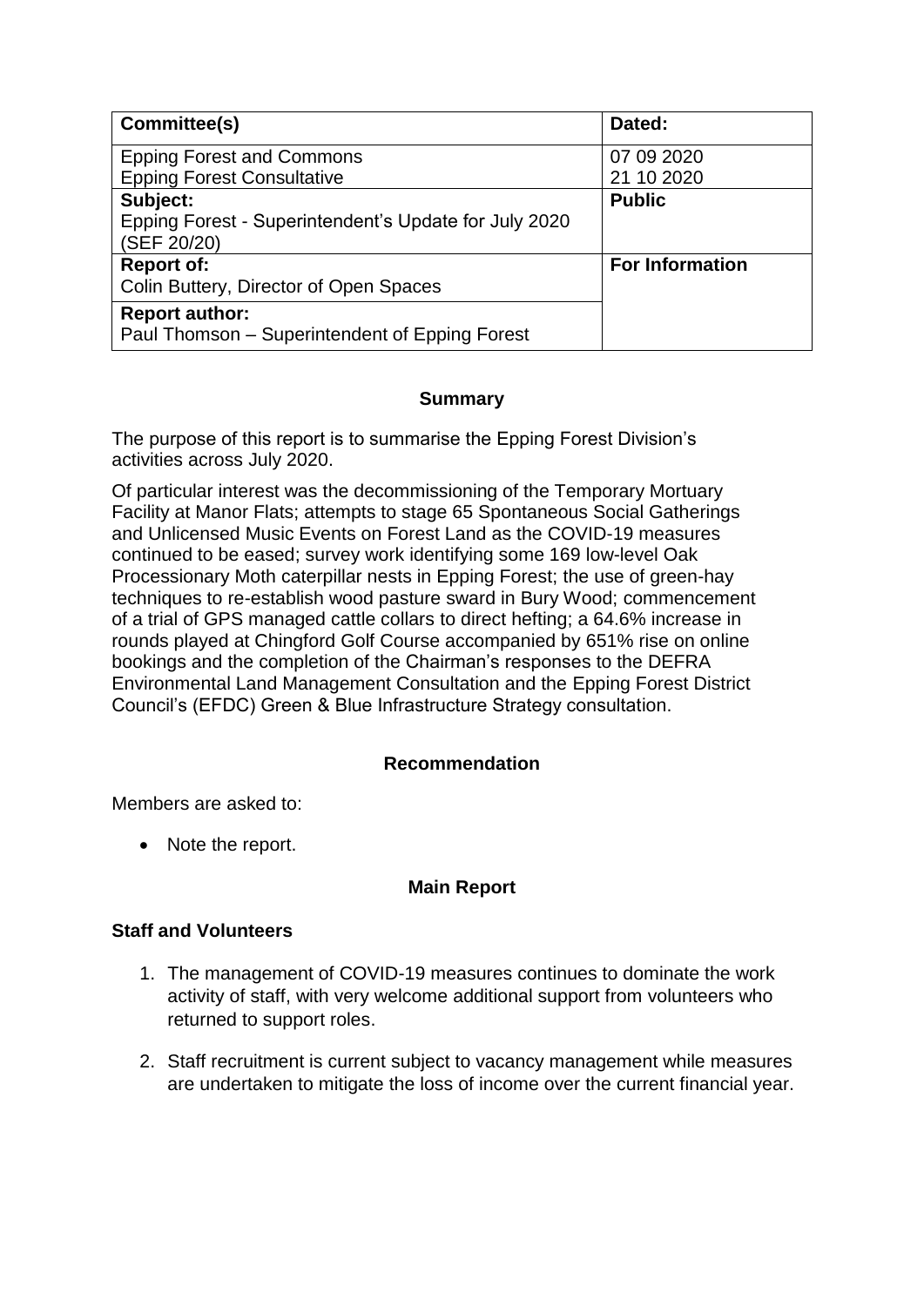| **Committee(s)** | **Dated:** |
|---|---|
| Epping Forest and Commons<br>Epping Forest Consultative | 07 09 2020<br>21 10 2020 |
| **Subject:**<br>Epping Forest - Superintendent's Update for July 2020 (SEF 20/20) | **Public** |
| **Report of:**<br>Colin Buttery, Director of Open Spaces | **For Information** |
| **Report author:**<br>Paul Thomson – Superintendent of Epping Forest | |

## Summary

The purpose of this report is to summarise the Epping Forest Division's activities across July 2020.

Of particular interest was the decommissioning of the Temporary Mortuary Facility at Manor Flats; attempts to stage 65 Spontaneous Social Gatherings and Unlicensed Music Events on Forest Land as the COVID-19 measures continued to be eased; survey work identifying some 169 low-level Oak Processionary Moth caterpillar nests in Epping Forest; the use of green-hay techniques to re-establish wood pasture sward in Bury Wood; commencement of a trial of GPS managed cattle collars to direct hefting; a 64.6% increase in rounds played at Chingford Golf Course accompanied by 651% rise on online bookings and the completion of the Chairman's responses to the DEFRA Environmental Land Management Consultation and the Epping Forest District Council's (EFDC) Green & Blue Infrastructure Strategy consultation.

## Recommendation

Members are asked to:

- Note the report.

## Main Report

### Staff and Volunteers

1. The management of COVID-19 measures continues to dominate the work activity of staff, with very welcome additional support from volunteers who returned to support roles.

2. Staff recruitment is current subject to vacancy management while measures are undertaken to mitigate the loss of income over the current financial year.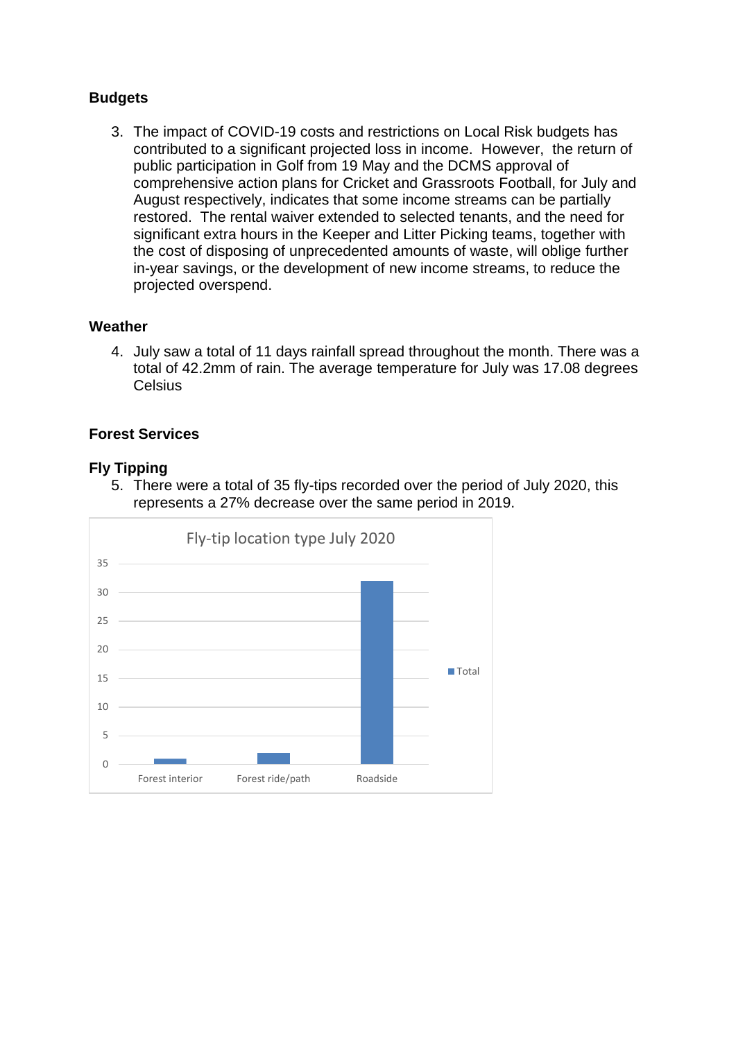**Budgets**

3. The impact of COVID-19 costs and restrictions on Local Risk budgets has contributed to a significant projected loss in income. However, the return of public participation in Golf from 19 May and the DCMS approval of comprehensive action plans for Cricket and Grassroots Football, for July and August respectively, indicates that some income streams can be partially restored. The rental waiver extended to selected tenants, and the need for significant extra hours in the Keeper and Litter Picking teams, together with the cost of disposing of unprecedented amounts of waste, will oblige further in-year savings, or the development of new income streams, to reduce the projected overspend.

**Weather**

4. July saw a total of 11 days rainfall spread throughout the month. There was a total of 42.2mm of rain. The average temperature for July was 17.08 degrees Celsius

**Forest Services**

**Fly Tipping**

5. There were a total of 35 fly-tips recorded over the period of July 2020, this represents a 27% decrease over the same period in 2019.

Fly-tip location type July 2020

| Location | Total |
|---|---|
| Forest interior | 1 |
| Forest ride/path | 2 |
| Roadside | 32 |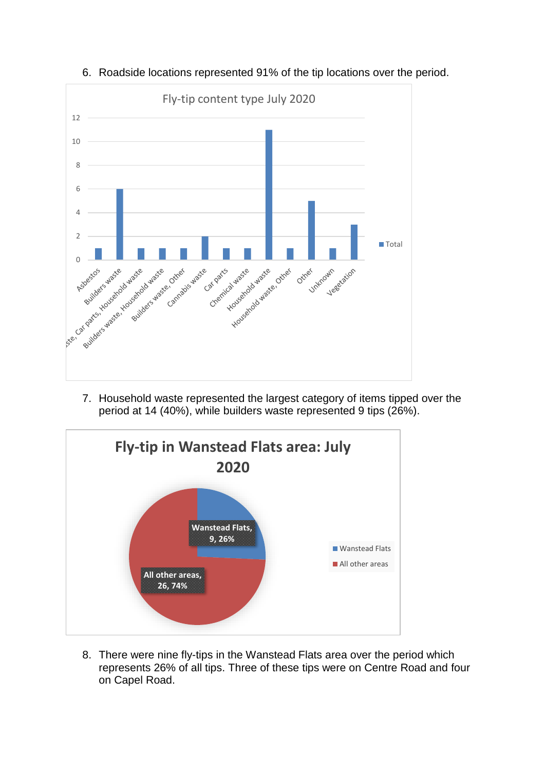6. Roadside locations represented 91% of the tip locations over the period.

Fly-tip content type July 2020

| Content type | Total |
|---|---|
| Asbestos | 1 |
| Builders waste | 6 |
| ...ste, Car parts, Household waste | 1 |
| Builders waste, Household waste | 1 |
| Builders waste, Other | 1 |
| Cannabis waste | 2 |
| Car parts | 1 |
| Chemical waste | 1 |
| Household waste | 11 |
| Household waste, Other | 1 |
| Other | 5 |
| Unknown | 1 |
| Vegetation | 3 |

7. Household waste represented the largest category of items tipped over the period at 14 (40%), while builders waste represented 9 tips (26%).

**Fly-tip in Wanstead Flats area: July 2020**

| Area | Count | Percentage |
|---|---|---|
| Wanstead Flats | 9 | 26% |
| All other areas | 26 | 74% |

8. There were nine fly-tips in the Wanstead Flats area over the period which represents 26% of all tips. Three of these tips were on Centre Road and four on Capel Road.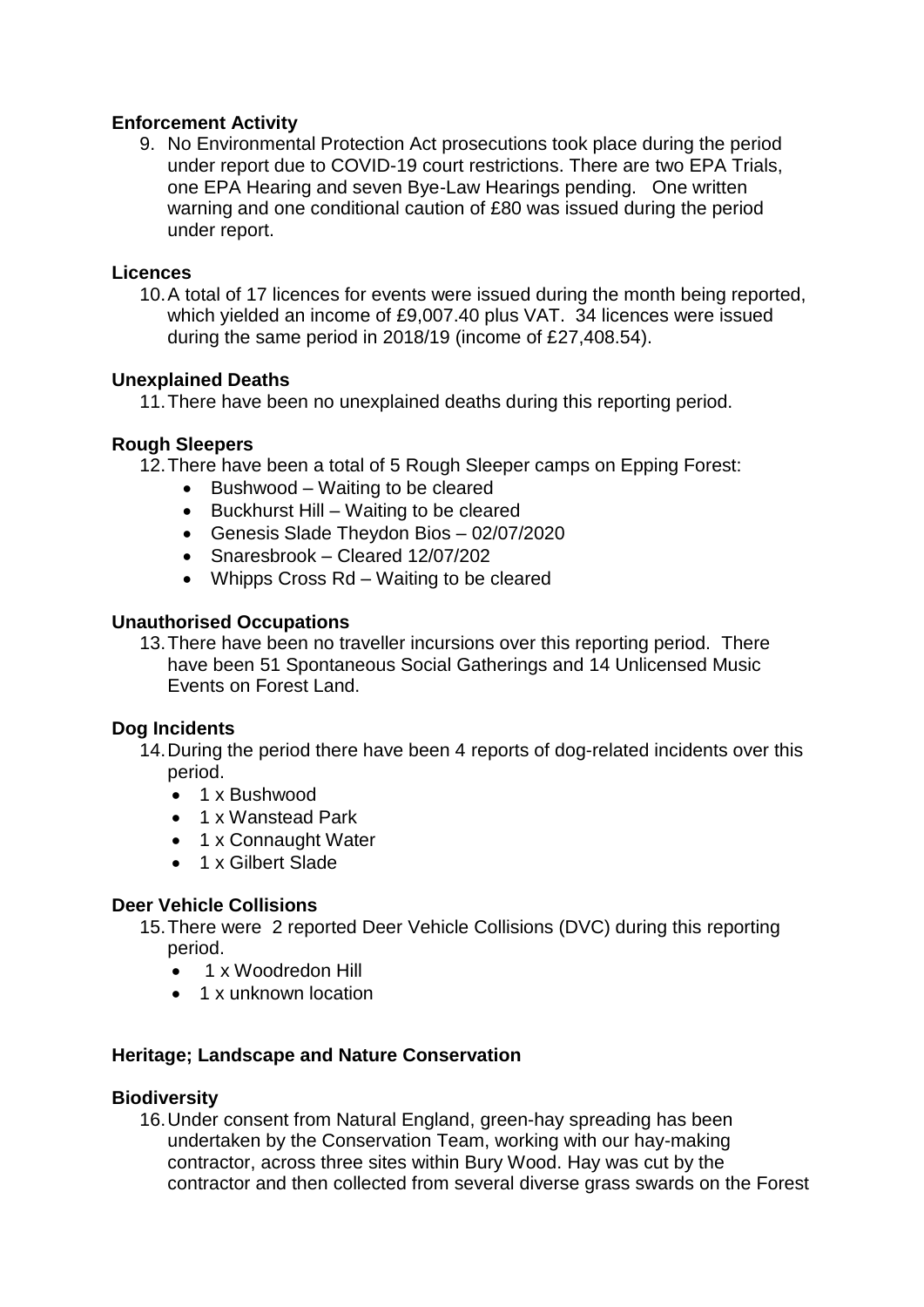**Enforcement Activity**

9. No Environmental Protection Act prosecutions took place during the period under report due to COVID-19 court restrictions. There are two EPA Trials, one EPA Hearing and seven Bye-Law Hearings pending. One written warning and one conditional caution of £80 was issued during the period under report.

**Licences**

10. A total of 17 licences for events were issued during the month being reported, which yielded an income of £9,007.40 plus VAT. 34 licences were issued during the same period in 2018/19 (income of £27,408.54).

**Unexplained Deaths**

11. There have been no unexplained deaths during this reporting period.

**Rough Sleepers**

12. There have been a total of 5 Rough Sleeper camps on Epping Forest:
    - Bushwood – Waiting to be cleared
    - Buckhurst Hill – Waiting to be cleared
    - Genesis Slade Theydon Bios – 02/07/2020
    - Snaresbrook – Cleared 12/07/202
    - Whipps Cross Rd – Waiting to be cleared

**Unauthorised Occupations**

13. There have been no traveller incursions over this reporting period. There have been 51 Spontaneous Social Gatherings and 14 Unlicensed Music Events on Forest Land.

**Dog Incidents**

14. During the period there have been 4 reports of dog-related incidents over this period.
    - 1 x Bushwood
    - 1 x Wanstead Park
    - 1 x Connaught Water
    - 1 x Gilbert Slade

**Deer Vehicle Collisions**

15. There were 2 reported Deer Vehicle Collisions (DVC) during this reporting period.
    - 1 x Woodredon Hill
    - 1 x unknown location

**Heritage; Landscape and Nature Conservation**

**Biodiversity**

16. Under consent from Natural England, green-hay spreading has been undertaken by the Conservation Team, working with our hay-making contractor, across three sites within Bury Wood. Hay was cut by the contractor and then collected from several diverse grass swards on the Forest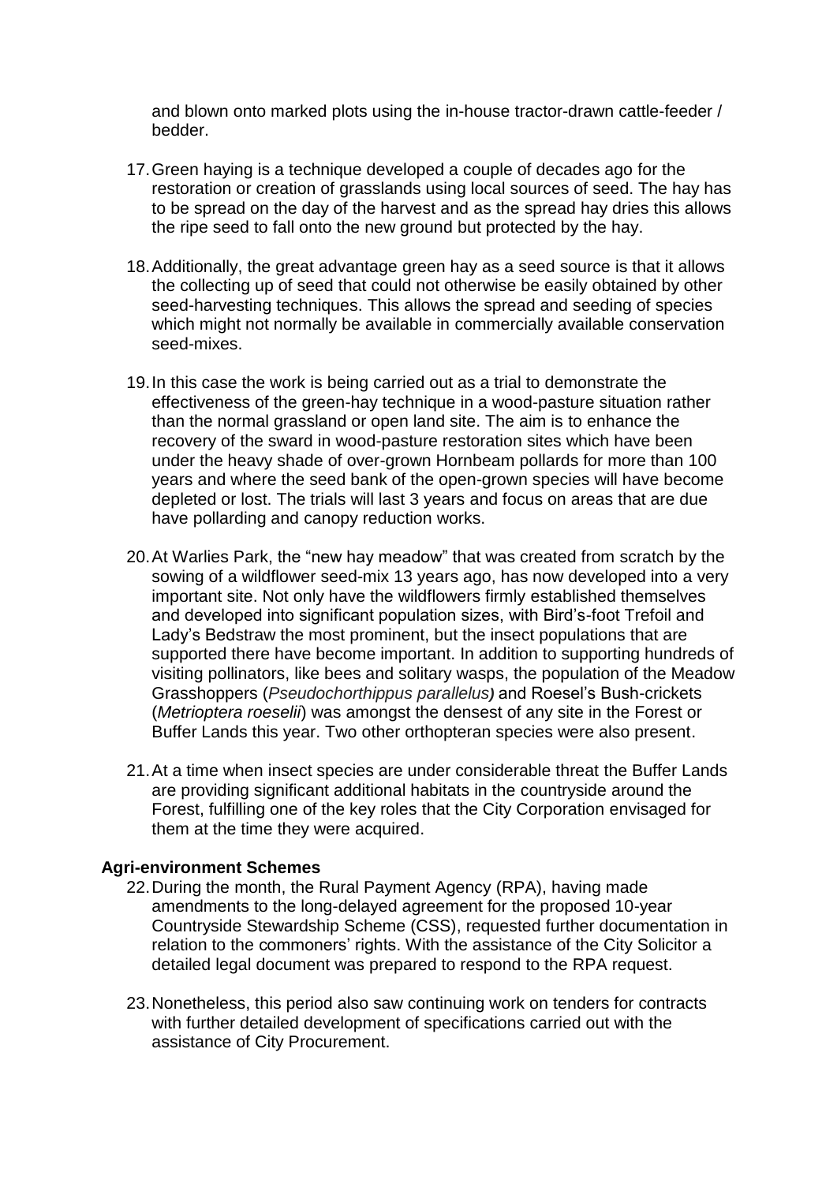and blown onto marked plots using the in-house tractor-drawn cattle-feeder / bedder.

17. Green haying is a technique developed a couple of decades ago for the restoration or creation of grasslands using local sources of seed. The hay has to be spread on the day of the harvest and as the spread hay dries this allows the ripe seed to fall onto the new ground but protected by the hay.

18. Additionally, the great advantage green hay as a seed source is that it allows the collecting up of seed that could not otherwise be easily obtained by other seed-harvesting techniques. This allows the spread and seeding of species which might not normally be available in commercially available conservation seed-mixes.

19. In this case the work is being carried out as a trial to demonstrate the effectiveness of the green-hay technique in a wood-pasture situation rather than the normal grassland or open land site. The aim is to enhance the recovery of the sward in wood-pasture restoration sites which have been under the heavy shade of over-grown Hornbeam pollards for more than 100 years and where the seed bank of the open-grown species will have become depleted or lost. The trials will last 3 years and focus on areas that are due have pollarding and canopy reduction works.

20. At Warlies Park, the "new hay meadow" that was created from scratch by the sowing of a wildflower seed-mix 13 years ago, has now developed into a very important site. Not only have the wildflowers firmly established themselves and developed into significant population sizes, with Bird's-foot Trefoil and Lady's Bedstraw the most prominent, but the insect populations that are supported there have become important. In addition to supporting hundreds of visiting pollinators, like bees and solitary wasps, the population of the Meadow Grasshoppers (*Pseudochorthippus parallelus)* and Roesel's Bush-crickets (*Metrioptera roeselii*) was amongst the densest of any site in the Forest or Buffer Lands this year. Two other orthopteran species were also present.

21. At a time when insect species are under considerable threat the Buffer Lands are providing significant additional habitats in the countryside around the Forest, fulfilling one of the key roles that the City Corporation envisaged for them at the time they were acquired.

**Agri-environment Schemes**

22. During the month, the Rural Payment Agency (RPA), having made amendments to the long-delayed agreement for the proposed 10-year Countryside Stewardship Scheme (CSS), requested further documentation in relation to the commoners' rights. With the assistance of the City Solicitor a detailed legal document was prepared to respond to the RPA request.

23. Nonetheless, this period also saw continuing work on tenders for contracts with further detailed development of specifications carried out with the assistance of City Procurement.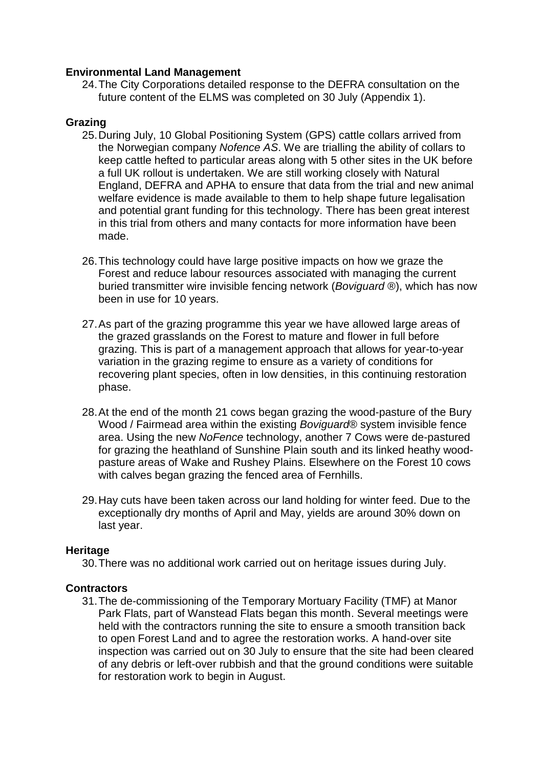**Environmental Land Management**

24. The City Corporations detailed response to the DEFRA consultation on the future content of the ELMS was completed on 30 July (Appendix 1).

**Grazing**

25. During July, 10 Global Positioning System (GPS) cattle collars arrived from the Norwegian company *Nofence AS*. We are trialling the ability of collars to keep cattle hefted to particular areas along with 5 other sites in the UK before a full UK rollout is undertaken. We are still working closely with Natural England, DEFRA and APHA to ensure that data from the trial and new animal welfare evidence is made available to them to help shape future legalisation and potential grant funding for this technology. There has been great interest in this trial from others and many contacts for more information have been made.

26. This technology could have large positive impacts on how we graze the Forest and reduce labour resources associated with managing the current buried transmitter wire invisible fencing network (*Boviguard* ®), which has now been in use for 10 years.

27. As part of the grazing programme this year we have allowed large areas of the grazed grasslands on the Forest to mature and flower in full before grazing. This is part of a management approach that allows for year-to-year variation in the grazing regime to ensure as a variety of conditions for recovering plant species, often in low densities, in this continuing restoration phase.

28. At the end of the month 21 cows began grazing the wood-pasture of the Bury Wood / Fairmead area within the existing *Boviguard*® system invisible fence area. Using the new *NoFence* technology, another 7 Cows were de-pastured for grazing the heathland of Sunshine Plain south and its linked heathy wood-pasture areas of Wake and Rushey Plains. Elsewhere on the Forest 10 cows with calves began grazing the fenced area of Fernhills.

29. Hay cuts have been taken across our land holding for winter feed. Due to the exceptionally dry months of April and May, yields are around 30% down on last year.

**Heritage**

30. There was no additional work carried out on heritage issues during July.

**Contractors**

31. The de-commissioning of the Temporary Mortuary Facility (TMF) at Manor Park Flats, part of Wanstead Flats began this month. Several meetings were held with the contractors running the site to ensure a smooth transition back to open Forest Land and to agree the restoration works. A hand-over site inspection was carried out on 30 July to ensure that the site had been cleared of any debris or left-over rubbish and that the ground conditions were suitable for restoration work to begin in August.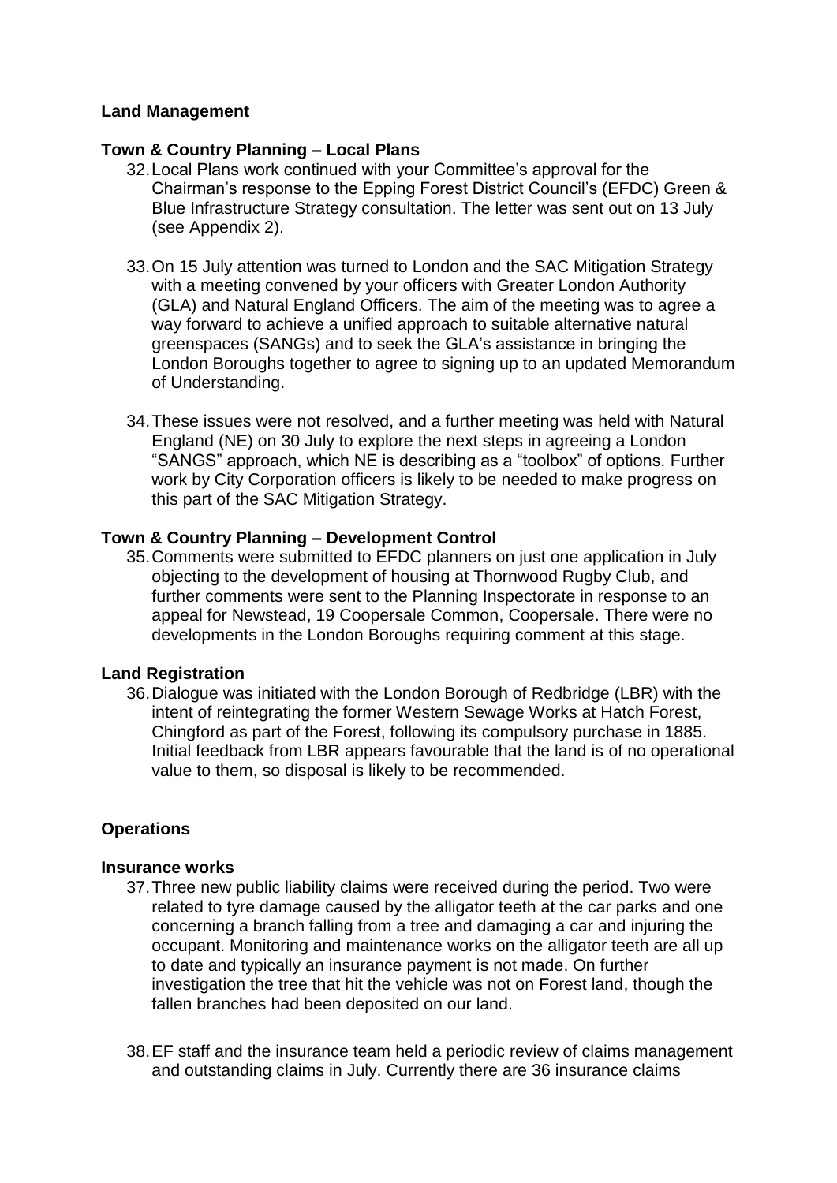## Land Management

### Town & Country Planning – Local Plans

32. Local Plans work continued with your Committee's approval for the Chairman's response to the Epping Forest District Council's (EFDC) Green & Blue Infrastructure Strategy consultation. The letter was sent out on 13 July (see Appendix 2).

33. On 15 July attention was turned to London and the SAC Mitigation Strategy with a meeting convened by your officers with Greater London Authority (GLA) and Natural England Officers. The aim of the meeting was to agree a way forward to achieve a unified approach to suitable alternative natural greenspaces (SANGs) and to seek the GLA's assistance in bringing the London Boroughs together to agree to signing up to an updated Memorandum of Understanding.

34. These issues were not resolved, and a further meeting was held with Natural England (NE) on 30 July to explore the next steps in agreeing a London "SANGS" approach, which NE is describing as a "toolbox" of options. Further work by City Corporation officers is likely to be needed to make progress on this part of the SAC Mitigation Strategy.

### Town & Country Planning – Development Control

35. Comments were submitted to EFDC planners on just one application in July objecting to the development of housing at Thornwood Rugby Club, and further comments were sent to the Planning Inspectorate in response to an appeal for Newstead, 19 Coopersale Common, Coopersale. There were no developments in the London Boroughs requiring comment at this stage.

### Land Registration

36. Dialogue was initiated with the London Borough of Redbridge (LBR) with the intent of reintegrating the former Western Sewage Works at Hatch Forest, Chingford as part of the Forest, following its compulsory purchase in 1885. Initial feedback from LBR appears favourable that the land is of no operational value to them, so disposal is likely to be recommended.

## Operations

### Insurance works

37. Three new public liability claims were received during the period. Two were related to tyre damage caused by the alligator teeth at the car parks and one concerning a branch falling from a tree and damaging a car and injuring the occupant. Monitoring and maintenance works on the alligator teeth are all up to date and typically an insurance payment is not made. On further investigation the tree that hit the vehicle was not on Forest land, though the fallen branches had been deposited on our land.

38. EF staff and the insurance team held a periodic review of claims management and outstanding claims in July. Currently there are 36 insurance claims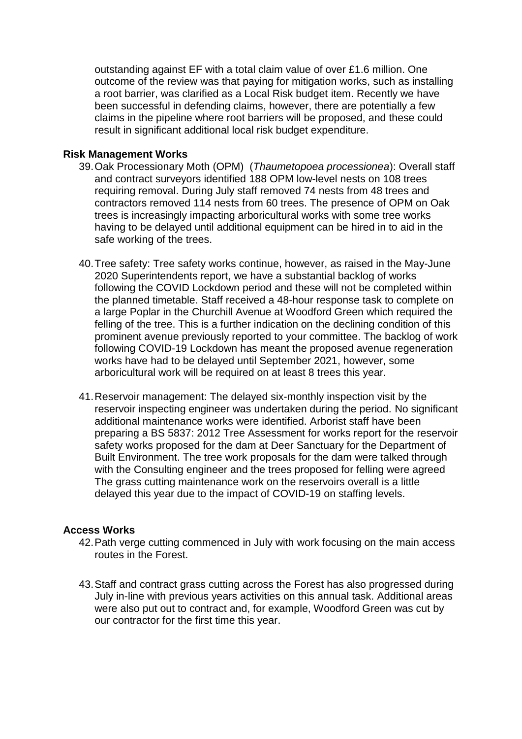outstanding against EF with a total claim value of over £1.6 million. One outcome of the review was that paying for mitigation works, such as installing a root barrier, was clarified as a Local Risk budget item. Recently we have been successful in defending claims, however, there are potentially a few claims in the pipeline where root barriers will be proposed, and these could result in significant additional local risk budget expenditure.

**Risk Management Works**

39. Oak Processionary Moth (OPM) (*Thaumetopoea processionea*): Overall staff and contract surveyors identified 188 OPM low-level nests on 108 trees requiring removal. During July staff removed 74 nests from 48 trees and contractors removed 114 nests from 60 trees. The presence of OPM on Oak trees is increasingly impacting arboricultural works with some tree works having to be delayed until additional equipment can be hired in to aid in the safe working of the trees.

40. Tree safety: Tree safety works continue, however, as raised in the May-June 2020 Superintendents report, we have a substantial backlog of works following the COVID Lockdown period and these will not be completed within the planned timetable. Staff received a 48-hour response task to complete on a large Poplar in the Churchill Avenue at Woodford Green which required the felling of the tree. This is a further indication on the declining condition of this prominent avenue previously reported to your committee. The backlog of work following COVID-19 Lockdown has meant the proposed avenue regeneration works have had to be delayed until September 2021, however, some arboricultural work will be required on at least 8 trees this year.

41. Reservoir management: The delayed six-monthly inspection visit by the reservoir inspecting engineer was undertaken during the period. No significant additional maintenance works were identified. Arborist staff have been preparing a BS 5837: 2012 Tree Assessment for works report for the reservoir safety works proposed for the dam at Deer Sanctuary for the Department of Built Environment. The tree work proposals for the dam were talked through with the Consulting engineer and the trees proposed for felling were agreed The grass cutting maintenance work on the reservoirs overall is a little delayed this year due to the impact of COVID-19 on staffing levels.

**Access Works**

42. Path verge cutting commenced in July with work focusing on the main access routes in the Forest.

43. Staff and contract grass cutting across the Forest has also progressed during July in-line with previous years activities on this annual task. Additional areas were also put out to contract and, for example, Woodford Green was cut by our contractor for the first time this year.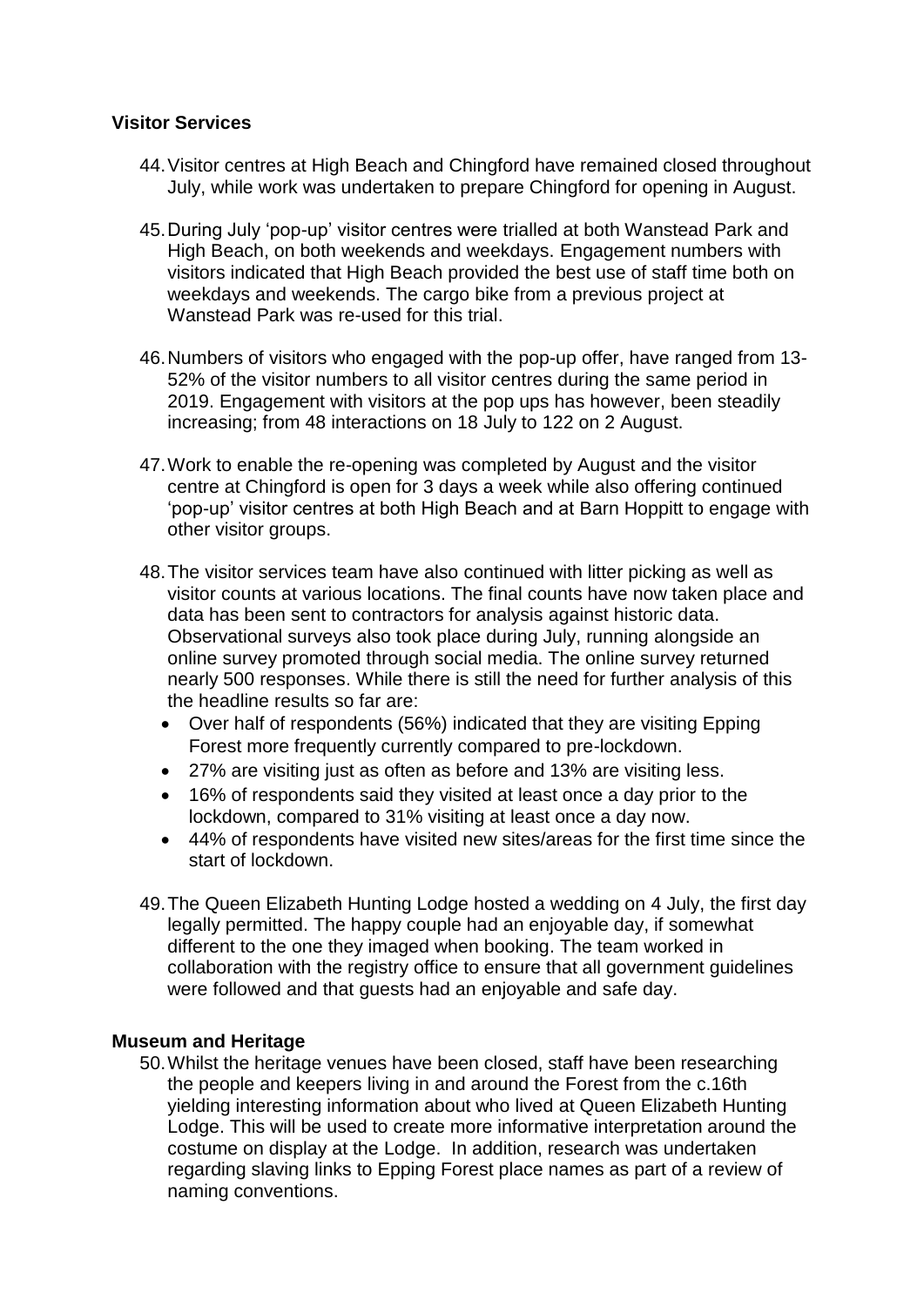### Visitor Services

44. Visitor centres at High Beach and Chingford have remained closed throughout July, while work was undertaken to prepare Chingford for opening in August.

45. During July 'pop-up' visitor centres were trialled at both Wanstead Park and High Beach, on both weekends and weekdays. Engagement numbers with visitors indicated that High Beach provided the best use of staff time both on weekdays and weekends. The cargo bike from a previous project at Wanstead Park was re-used for this trial.

46. Numbers of visitors who engaged with the pop-up offer, have ranged from 13-52% of the visitor numbers to all visitor centres during the same period in 2019. Engagement with visitors at the pop ups has however, been steadily increasing; from 48 interactions on 18 July to 122 on 2 August.

47. Work to enable the re-opening was completed by August and the visitor centre at Chingford is open for 3 days a week while also offering continued 'pop-up' visitor centres at both High Beach and at Barn Hoppitt to engage with other visitor groups.

48. The visitor services team have also continued with litter picking as well as visitor counts at various locations. The final counts have now taken place and data has been sent to contractors for analysis against historic data. Observational surveys also took place during July, running alongside an online survey promoted through social media. The online survey returned nearly 500 responses. While there is still the need for further analysis of this the headline results so far are:
    - Over half of respondents (56%) indicated that they are visiting Epping Forest more frequently currently compared to pre-lockdown.
    - 27% are visiting just as often as before and 13% are visiting less.
    - 16% of respondents said they visited at least once a day prior to the lockdown, compared to 31% visiting at least once a day now.
    - 44% of respondents have visited new sites/areas for the first time since the start of lockdown.

49. The Queen Elizabeth Hunting Lodge hosted a wedding on 4 July, the first day legally permitted. The happy couple had an enjoyable day, if somewhat different to the one they imaged when booking. The team worked in collaboration with the registry office to ensure that all government guidelines were followed and that guests had an enjoyable and safe day.

### Museum and Heritage

50. Whilst the heritage venues have been closed, staff have been researching the people and keepers living in and around the Forest from the c.16th yielding interesting information about who lived at Queen Elizabeth Hunting Lodge. This will be used to create more informative interpretation around the costume on display at the Lodge. In addition, research was undertaken regarding slaving links to Epping Forest place names as part of a review of naming conventions.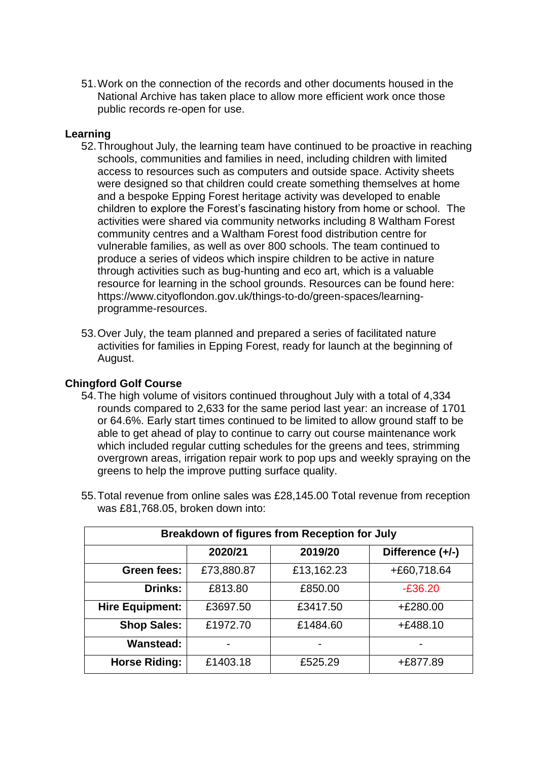51. Work on the connection of the records and other documents housed in the National Archive has taken place to allow more efficient work once those public records re-open for use.

**Learning**

52. Throughout July, the learning team have continued to be proactive in reaching schools, communities and families in need, including children with limited access to resources such as computers and outside space. Activity sheets were designed so that children could create something themselves at home and a bespoke Epping Forest heritage activity was developed to enable children to explore the Forest's fascinating history from home or school. The activities were shared via community networks including 8 Waltham Forest community centres and a Waltham Forest food distribution centre for vulnerable families, as well as over 800 schools. The team continued to produce a series of videos which inspire children to be active in nature through activities such as bug-hunting and eco art, which is a valuable resource for learning in the school grounds. Resources can be found here: https://www.cityoflondon.gov.uk/things-to-do/green-spaces/learning-programme-resources.

53. Over July, the team planned and prepared a series of facilitated nature activities for families in Epping Forest, ready for launch at the beginning of August.

**Chingford Golf Course**

54. The high volume of visitors continued throughout July with a total of 4,334 rounds compared to 2,633 for the same period last year: an increase of 1701 or 64.6%. Early start times continued to be limited to allow ground staff to be able to get ahead of play to continue to carry out course maintenance work which included regular cutting schedules for the greens and tees, strimming overgrown areas, irrigation repair work to pop ups and weekly spraying on the greens to help the improve putting surface quality.

55. Total revenue from online sales was £28,145.00 Total revenue from reception was £81,768.05, broken down into:

| Breakdown of figures from Reception for July | | | |
|---|---|---|---|
| | 2020/21 | 2019/20 | Difference (+/-) |
| **Green fees:** | £73,880.87 | £13,162.23 | +£60,718.64 |
| **Drinks:** | £813.80 | £850.00 | -£36.20 |
| **Hire Equipment:** | £3697.50 | £3417.50 | +£280.00 |
| **Shop Sales:** | £1972.70 | £1484.60 | +£488.10 |
| **Wanstead:** | - | - | - |
| **Horse Riding:** | £1403.18 | £525.29 | +£877.89 |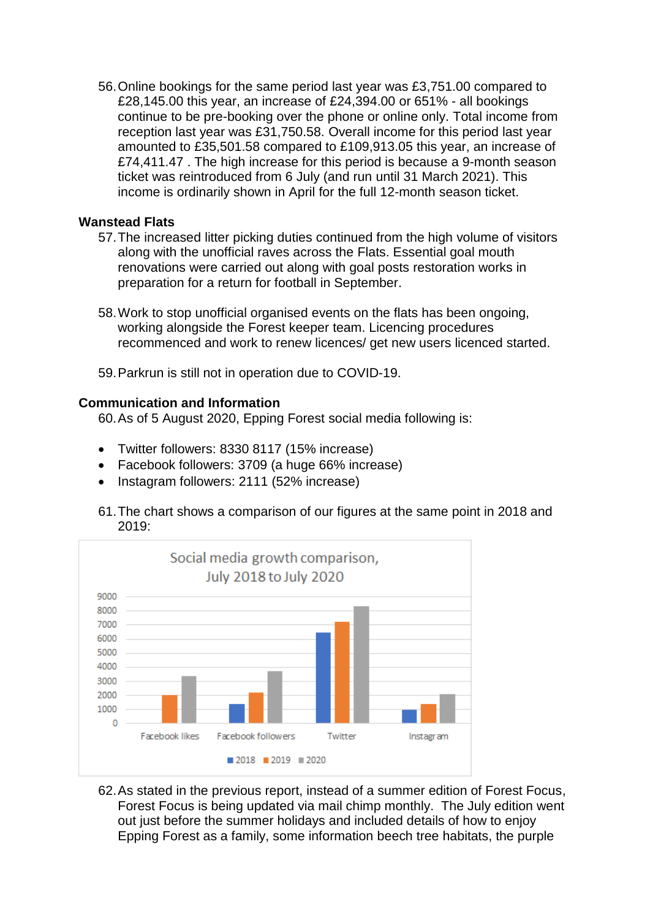56. Online bookings for the same period last year was £3,751.00 compared to £28,145.00 this year, an increase of £24,394.00 or 651% - all bookings continue to be pre-booking over the phone or online only. Total income from reception last year was £31,750.58. Overall income for this period last year amounted to £35,501.58 compared to £109,913.05 this year, an increase of £74,411.47 . The high increase for this period is because a 9-month season ticket was reintroduced from 6 July (and run until 31 March 2021). This income is ordinarily shown in April for the full 12-month season ticket.

**Wanstead Flats**

57. The increased litter picking duties continued from the high volume of visitors along with the unofficial raves across the Flats. Essential goal mouth renovations were carried out along with goal posts restoration works in preparation for a return for football in September.

58. Work to stop unofficial organised events on the flats has been ongoing, working alongside the Forest keeper team. Licencing procedures recommenced and work to renew licences/ get new users licenced started.

59. Parkrun is still not in operation due to COVID-19.

**Communication and Information**

60. As of 5 August 2020, Epping Forest social media following is:

- Twitter followers: 8330 8117 (15% increase)
- Facebook followers: 3709 (a huge 66% increase)
- Instagram followers: 2111 (52% increase)

61. The chart shows a comparison of our figures at the same point in 2018 and 2019:

Social media growth comparison, July 2018 to July 2020

62. As stated in the previous report, instead of a summer edition of Forest Focus, Forest Focus is being updated via mail chimp monthly. The July edition went out just before the summer holidays and included details of how to enjoy Epping Forest as a family, some information beech tree habitats, the purple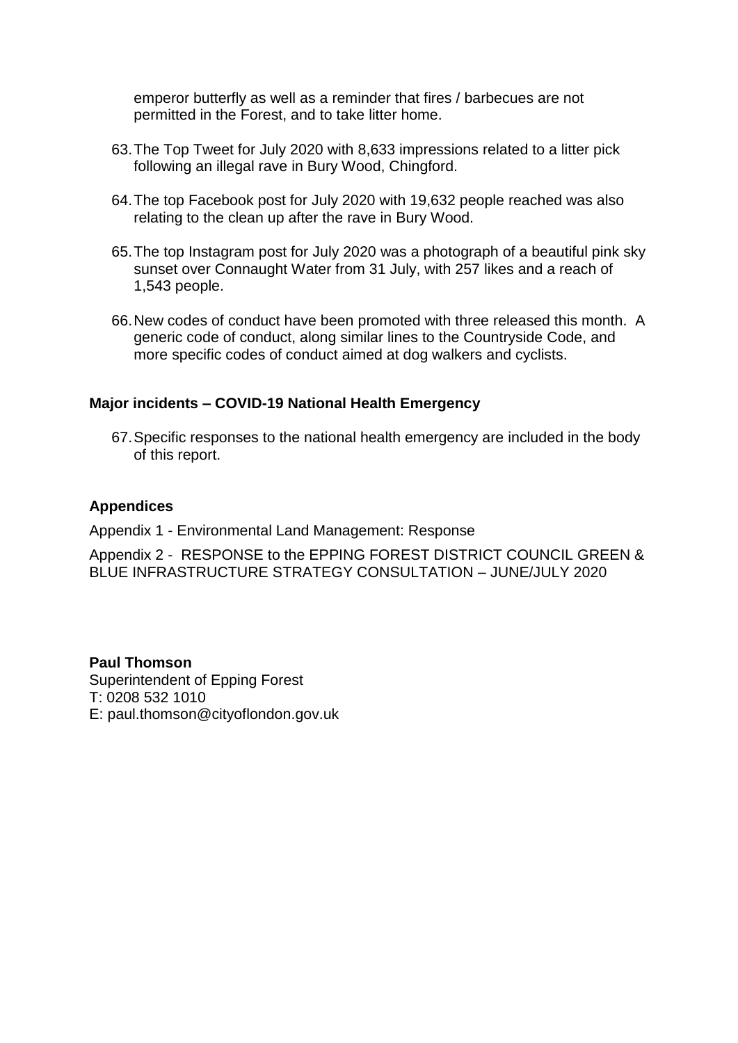emperor butterfly as well as a reminder that fires / barbecues are not permitted in the Forest, and to take litter home.

63. The Top Tweet for July 2020 with 8,633 impressions related to a litter pick following an illegal rave in Bury Wood, Chingford.

64. The top Facebook post for July 2020 with 19,632 people reached was also relating to the clean up after the rave in Bury Wood.

65. The top Instagram post for July 2020 was a photograph of a beautiful pink sky sunset over Connaught Water from 31 July, with 257 likes and a reach of 1,543 people.

66. New codes of conduct have been promoted with three released this month. A generic code of conduct, along similar lines to the Countryside Code, and more specific codes of conduct aimed at dog walkers and cyclists.

**Major incidents – COVID-19 National Health Emergency**

67. Specific responses to the national health emergency are included in the body of this report.

**Appendices**

Appendix 1 - Environmental Land Management: Response

Appendix 2 - RESPONSE to the EPPING FOREST DISTRICT COUNCIL GREEN & BLUE INFRASTRUCTURE STRATEGY CONSULTATION – JUNE/JULY 2020

**Paul Thomson**
Superintendent of Epping Forest
T: 0208 532 1010
E: paul.thomson@cityoflondon.gov.uk